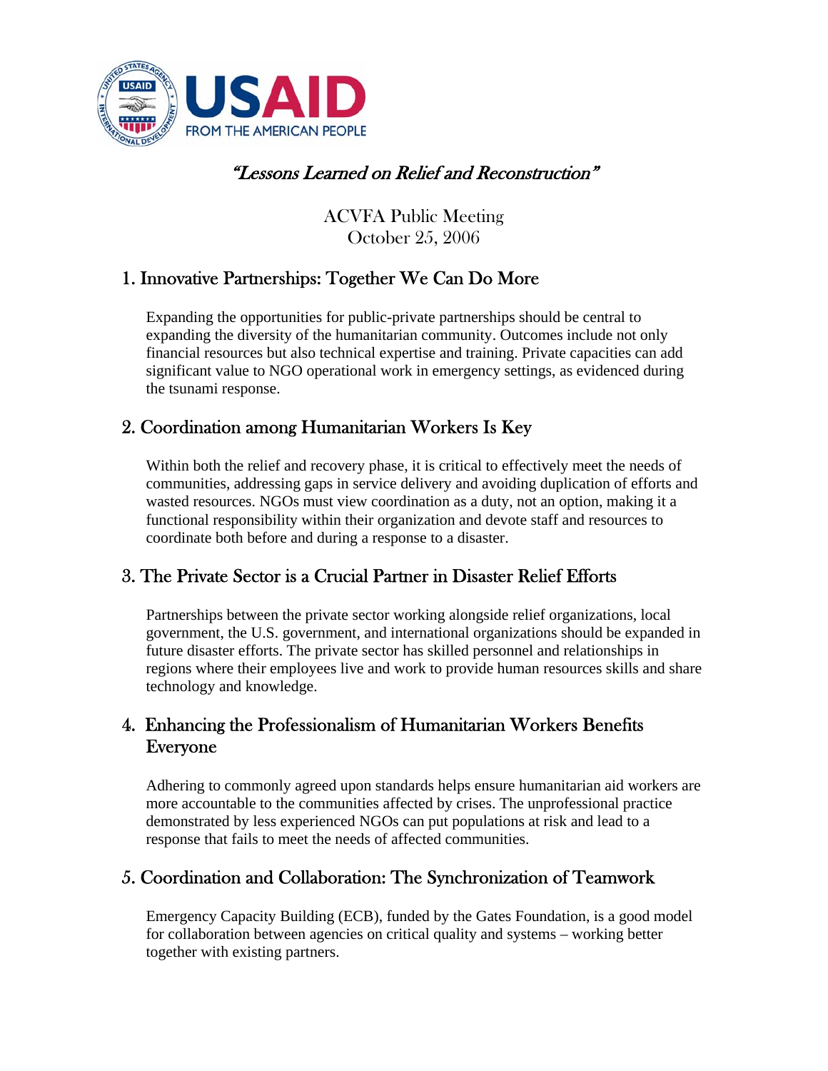USAID
FROM THE AMERICAN PEOPLE

# *"Lessons Learned on Relief and Reconstruction"*

ACVFA Public Meeting
October 25, 2006

## 1. Innovative Partnerships: Together We Can Do More

Expanding the opportunities for public-private partnerships should be central to expanding the diversity of the humanitarian community. Outcomes include not only financial resources but also technical expertise and training. Private capacities can add significant value to NGO operational work in emergency settings, as evidenced during the tsunami response.

## 2. Coordination among Humanitarian Workers Is Key

Within both the relief and recovery phase, it is critical to effectively meet the needs of communities, addressing gaps in service delivery and avoiding duplication of efforts and wasted resources. NGOs must view coordination as a duty, not an option, making it a functional responsibility within their organization and devote staff and resources to coordinate both before and during a response to a disaster.

## 3. The Private Sector is a Crucial Partner in Disaster Relief Efforts

Partnerships between the private sector working alongside relief organizations, local government, the U.S. government, and international organizations should be expanded in future disaster efforts. The private sector has skilled personnel and relationships in regions where their employees live and work to provide human resources skills and share technology and knowledge.

## 4. Enhancing the Professionalism of Humanitarian Workers Benefits Everyone

Adhering to commonly agreed upon standards helps ensure humanitarian aid workers are more accountable to the communities affected by crises. The unprofessional practice demonstrated by less experienced NGOs can put populations at risk and lead to a response that fails to meet the needs of affected communities.

## 5. Coordination and Collaboration: The Synchronization of Teamwork

Emergency Capacity Building (ECB), funded by the Gates Foundation, is a good model for collaboration between agencies on critical quality and systems – working better together with existing partners.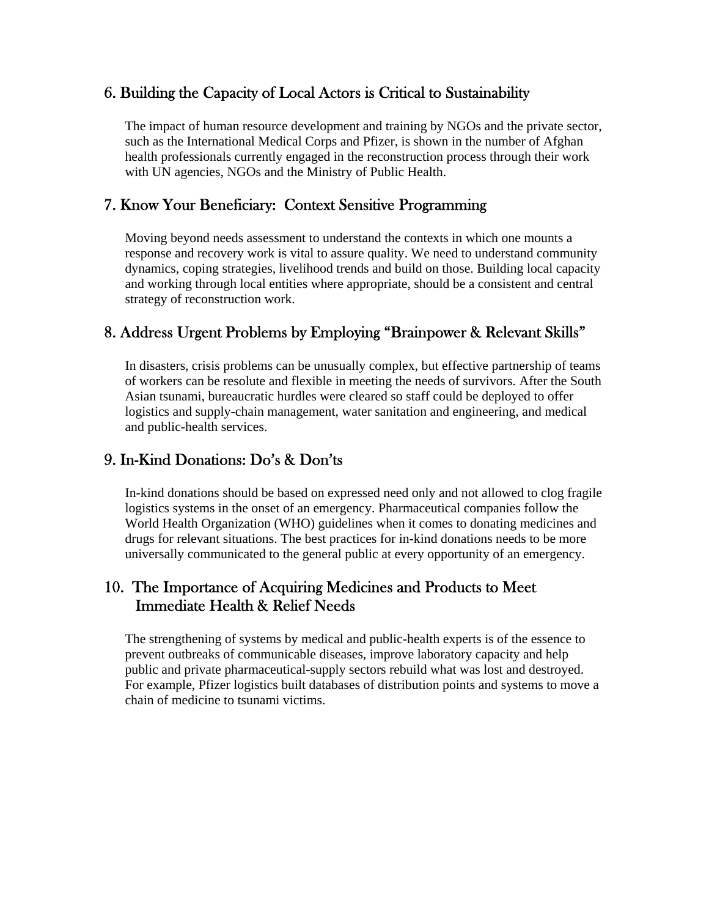## 6. Building the Capacity of Local Actors is Critical to Sustainability

The impact of human resource development and training by NGOs and the private sector, such as the International Medical Corps and Pfizer, is shown in the number of Afghan health professionals currently engaged in the reconstruction process through their work with UN agencies, NGOs and the Ministry of Public Health.

## 7. Know Your Beneficiary: Context Sensitive Programming

Moving beyond needs assessment to understand the contexts in which one mounts a response and recovery work is vital to assure quality. We need to understand community dynamics, coping strategies, livelihood trends and build on those. Building local capacity and working through local entities where appropriate, should be a consistent and central strategy of reconstruction work.

## 8. Address Urgent Problems by Employing "Brainpower & Relevant Skills"

In disasters, crisis problems can be unusually complex, but effective partnership of teams of workers can be resolute and flexible in meeting the needs of survivors. After the South Asian tsunami, bureaucratic hurdles were cleared so staff could be deployed to offer logistics and supply-chain management, water sanitation and engineering, and medical and public-health services.

## 9. In-Kind Donations: Do's & Don'ts

In-kind donations should be based on expressed need only and not allowed to clog fragile logistics systems in the onset of an emergency. Pharmaceutical companies follow the World Health Organization (WHO) guidelines when it comes to donating medicines and drugs for relevant situations. The best practices for in-kind donations needs to be more universally communicated to the general public at every opportunity of an emergency.

## 10. The Importance of Acquiring Medicines and Products to Meet Immediate Health & Relief Needs

The strengthening of systems by medical and public-health experts is of the essence to prevent outbreaks of communicable diseases, improve laboratory capacity and help public and private pharmaceutical-supply sectors rebuild what was lost and destroyed. For example, Pfizer logistics built databases of distribution points and systems to move a chain of medicine to tsunami victims.